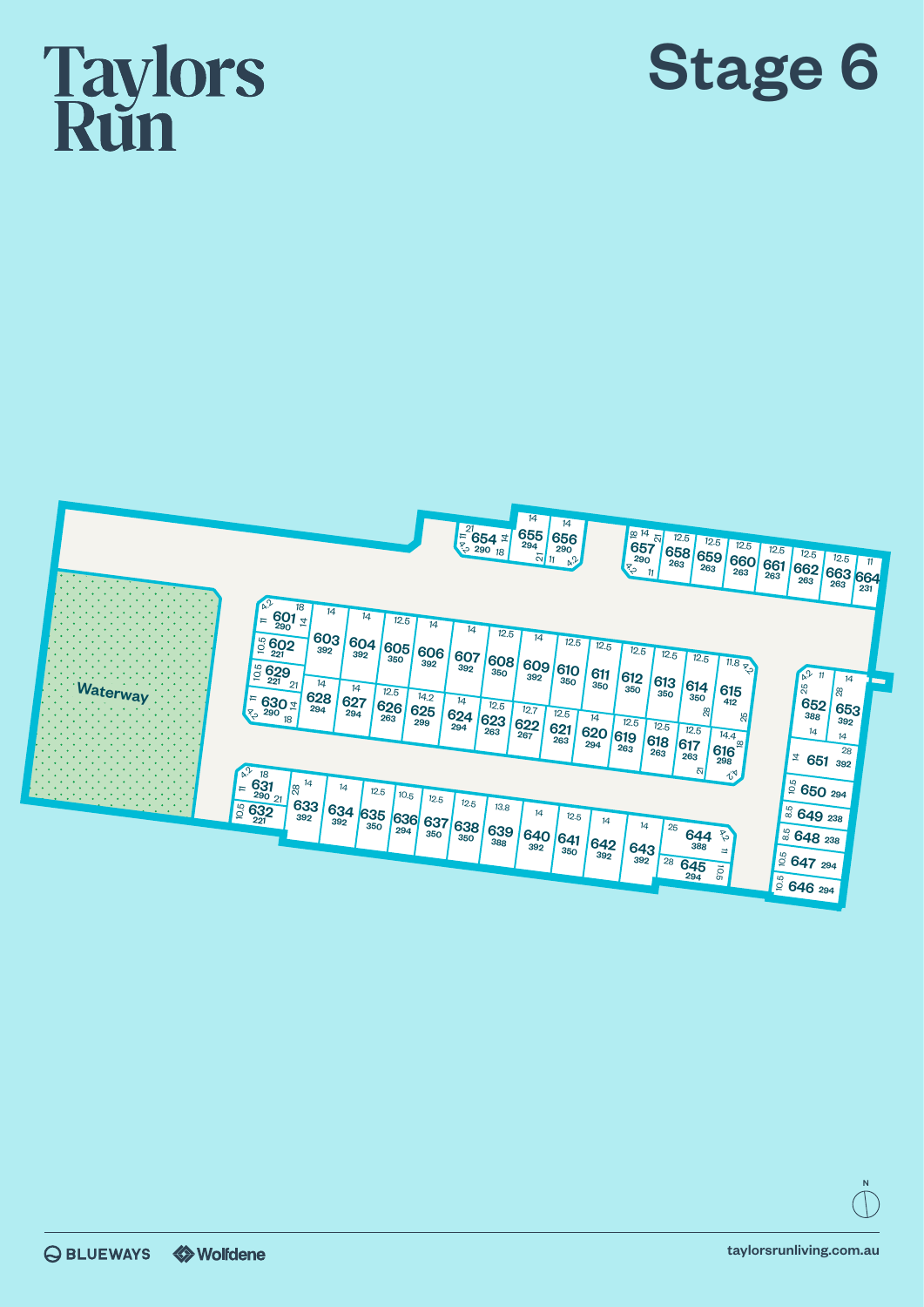# Taylors Run

# Stage 6

Waterway

| Lot | Area (m²) |
|---|---|
| 601 | 290 |
| 602 | 221 |
| 603 | 392 |
| 604 | 392 |
| 605 | 350 |
| 606 | 392 |
| 607 | 392 |
| 608 | 350 |
| 609 | 392 |
| 610 | 350 |
| 611 | 350 |
| 612 | 350 |
| 613 | 350 |
| 614 | 350 |
| 615 | 412 |
| 616 | 298 |
| 617 | 263 |
| 618 | 263 |
| 619 | 263 |
| 620 | 294 |
| 621 | 263 |
| 622 | 267 |
| 623 | 263 |
| 624 | 294 |
| 625 | 299 |
| 626 | 263 |
| 627 | 294 |
| 628 | 294 |
| 629 | 221 |
| 630 | 290 |
| 631 | 290 |
| 632 | 221 |
| 633 | 392 |
| 634 | 392 |
| 635 | 350 |
| 636 | 294 |
| 637 | 350 |
| 638 | 350 |
| 639 | 388 |
| 640 | 392 |
| 641 | 350 |
| 642 | 392 |
| 643 | 392 |
| 644 | 388 |
| 645 | 294 |
| 646 | 294 |
| 647 | 294 |
| 648 | 238 |
| 649 | 238 |
| 650 | 294 |
| 651 | 392 |
| 652 | 388 |
| 653 | 392 |
| 654 | 290 |
| 655 | 294 |
| 656 | 290 |
| 657 | 290 |
| 658 | 263 |
| 659 | 263 |
| 660 | 263 |
| 661 | 263 |
| 662 | 263 |
| 663 | 263 |
| 664 | 231 |

N

BLUEWAYS Wolfdene

taylorsrunliving.com.au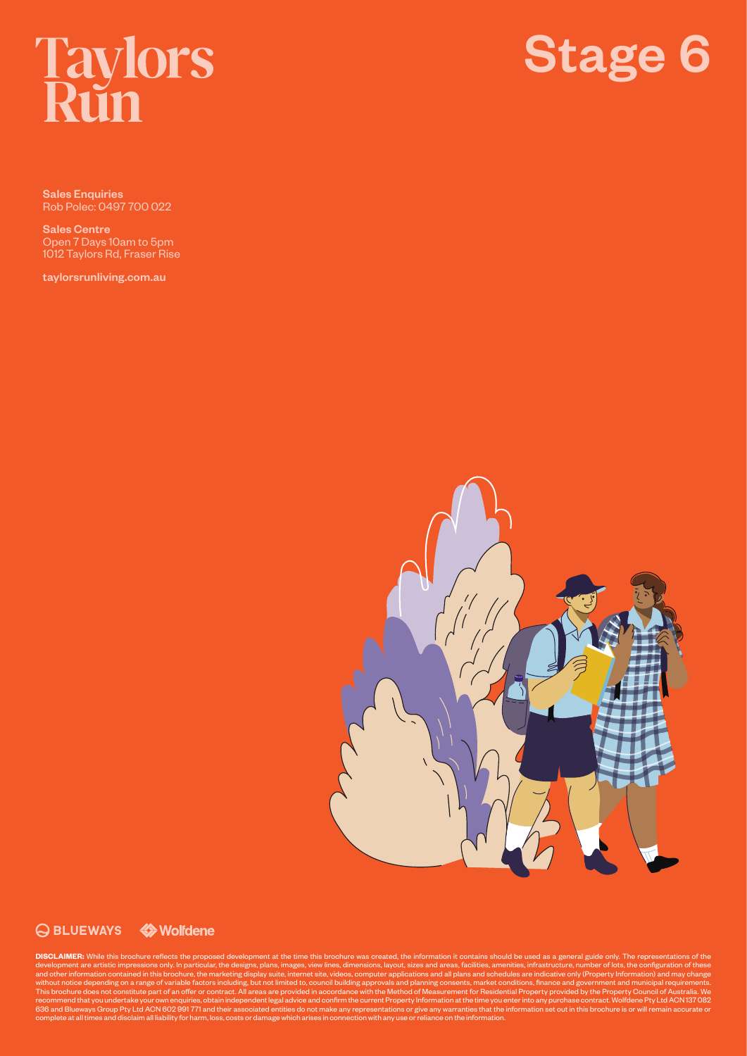# Taylors Run

# Stage 6

**Sales Enquiries**
Rob Polec: 0497 700 022

**Sales Centre**
Open 7 Days 10am to 5pm
1012 Taylors Rd, Fraser Rise

**taylorsrunliving.com.au**

BLUEWAYS Wolfdene

**DISCLAIMER:** While this brochure reflects the proposed development at the time this brochure was created, the information it contains should be used as a general guide only. The representations of the development are artistic impressions only. In particular, the designs, plans, images, view lines, dimensions, layout, sizes and areas, facilities, amenities, infrastructure, number of lots, the configuration of these and other information contained in this brochure, the marketing display suite, internet site, videos, computer applications and all plans and schedules are indicative only (Property Information) and may change without notice depending on a range of variable factors including, but not limited to, council building approvals and planning consents, market conditions, finance and government and municipal requirements. This brochure does not constitute part of an offer or contract. All areas are provided in accordance with the Method of Measurement for Residential Property provided by the Property Council of Australia. We recommend that you undertake your own enquiries, obtain independent legal advice and confirm the current Property Information at the time you enter into any purchase contract. Wolfdene Pty Ltd ACN 137 082 636 and Blueways Group Pty Ltd ACN 602 991 771 and their associated entities do not make any representations or give any warranties that the information set out in this brochure is or will remain accurate or complete at all times and disclaim all liability for harm, loss, costs or damage which arises in connection with any use or reliance on the information.